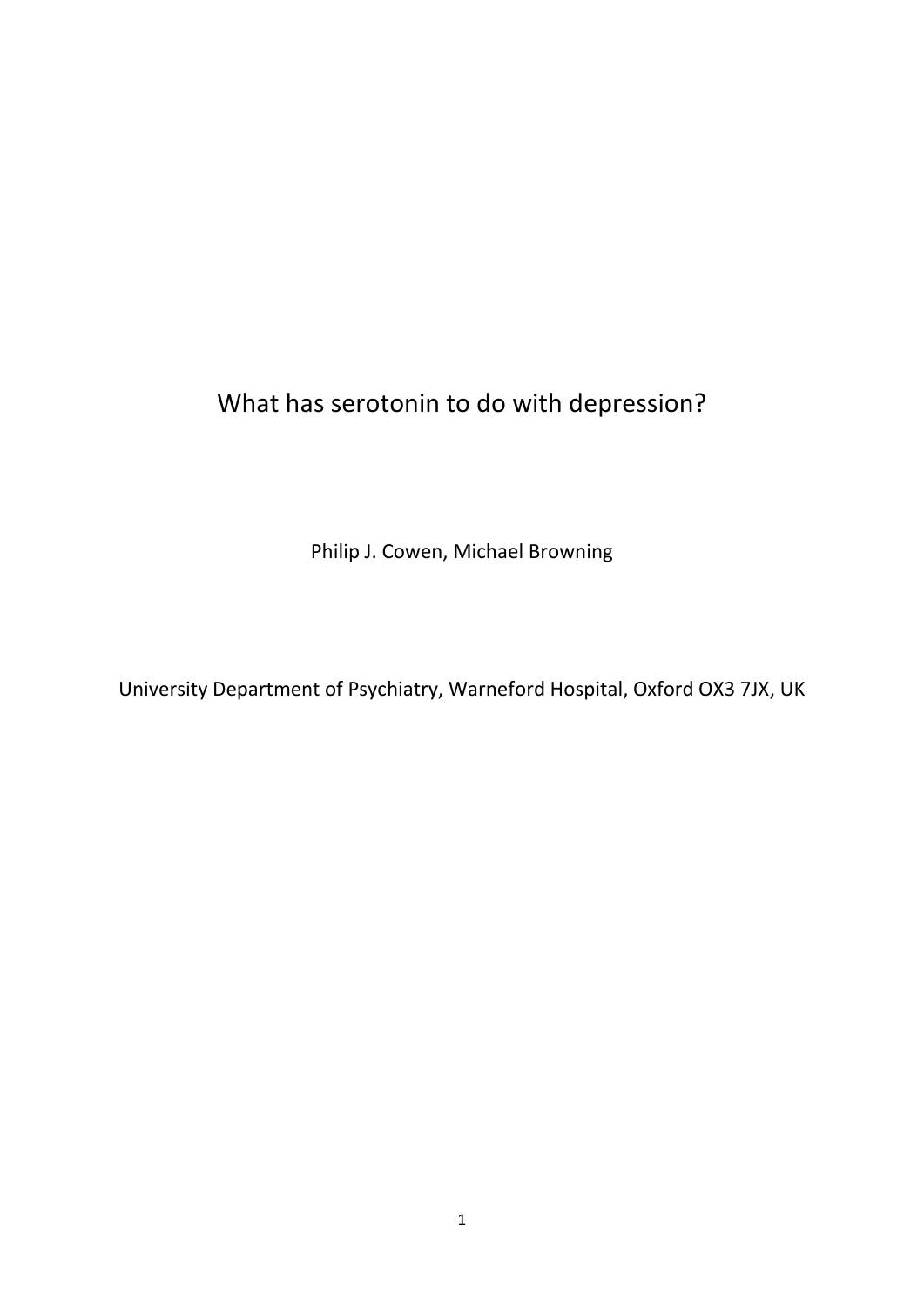# What has serotonin to do with depression?

Philip J. Cowen, Michael Browning

University Department of Psychiatry, Warneford Hospital, Oxford OX3 7JX, UK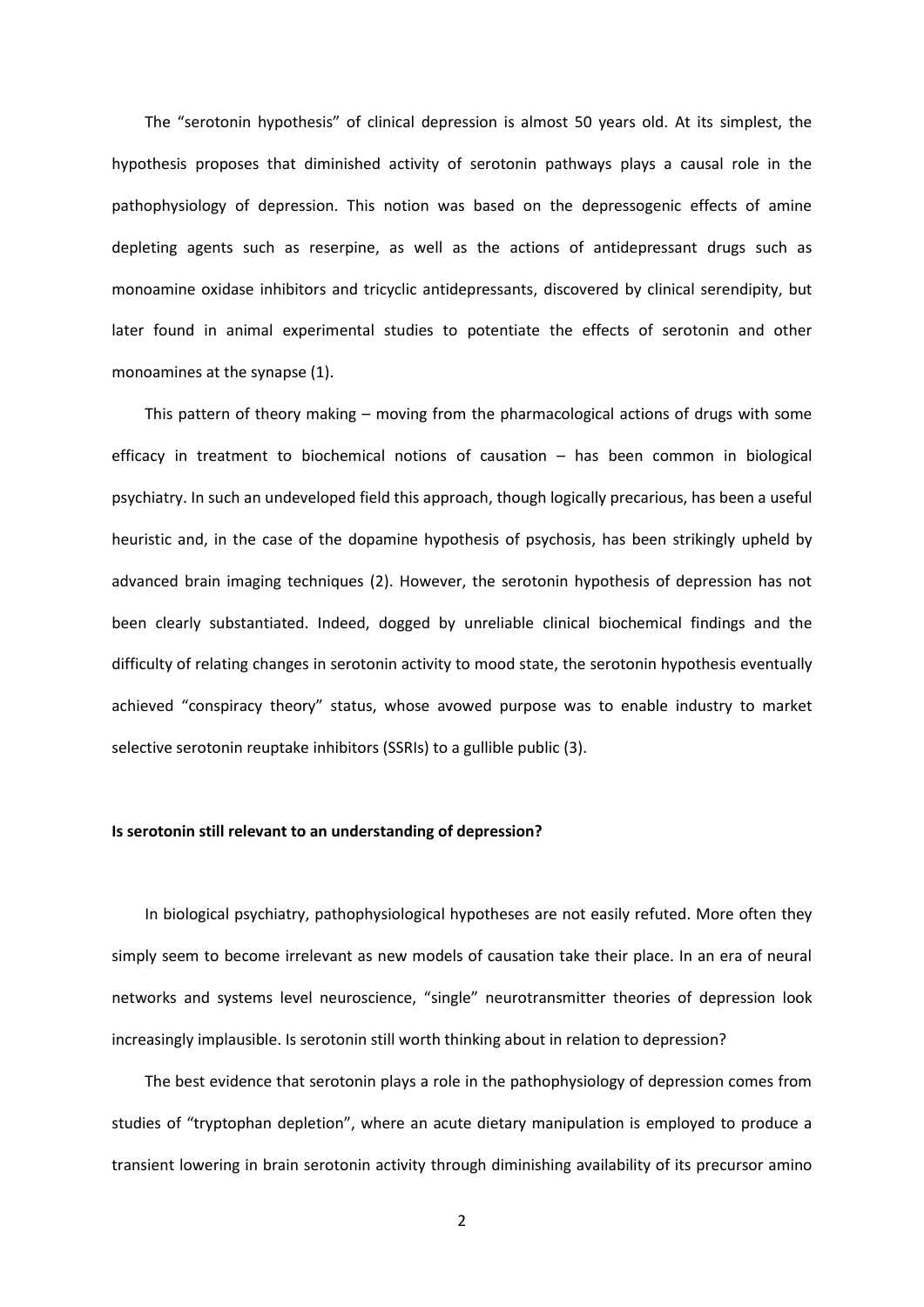The "serotonin hypothesis" of clinical depression is almost 50 years old. At its simplest, the hypothesis proposes that diminished activity of serotonin pathways plays a causal role in the pathophysiology of depression. This notion was based on the depressogenic effects of amine depleting agents such as reserpine, as well as the actions of antidepressant drugs such as monoamine oxidase inhibitors and tricyclic antidepressants, discovered by clinical serendipity, but later found in animal experimental studies to potentiate the effects of serotonin and other monoamines at the synapse (1).

This pattern of theory making – moving from the pharmacological actions of drugs with some efficacy in treatment to biochemical notions of causation – has been common in biological psychiatry. In such an undeveloped field this approach, though logically precarious, has been a useful heuristic and, in the case of the dopamine hypothesis of psychosis, has been strikingly upheld by advanced brain imaging techniques (2). However, the serotonin hypothesis of depression has not been clearly substantiated. Indeed, dogged by unreliable clinical biochemical findings and the difficulty of relating changes in serotonin activity to mood state, the serotonin hypothesis eventually achieved "conspiracy theory" status, whose avowed purpose was to enable industry to market selective serotonin reuptake inhibitors (SSRIs) to a gullible public (3).

**Is serotonin still relevant to an understanding of depression?**

In biological psychiatry, pathophysiological hypotheses are not easily refuted. More often they simply seem to become irrelevant as new models of causation take their place. In an era of neural networks and systems level neuroscience, "single" neurotransmitter theories of depression look increasingly implausible. Is serotonin still worth thinking about in relation to depression?

The best evidence that serotonin plays a role in the pathophysiology of depression comes from studies of "tryptophan depletion", where an acute dietary manipulation is employed to produce a transient lowering in brain serotonin activity through diminishing availability of its precursor amino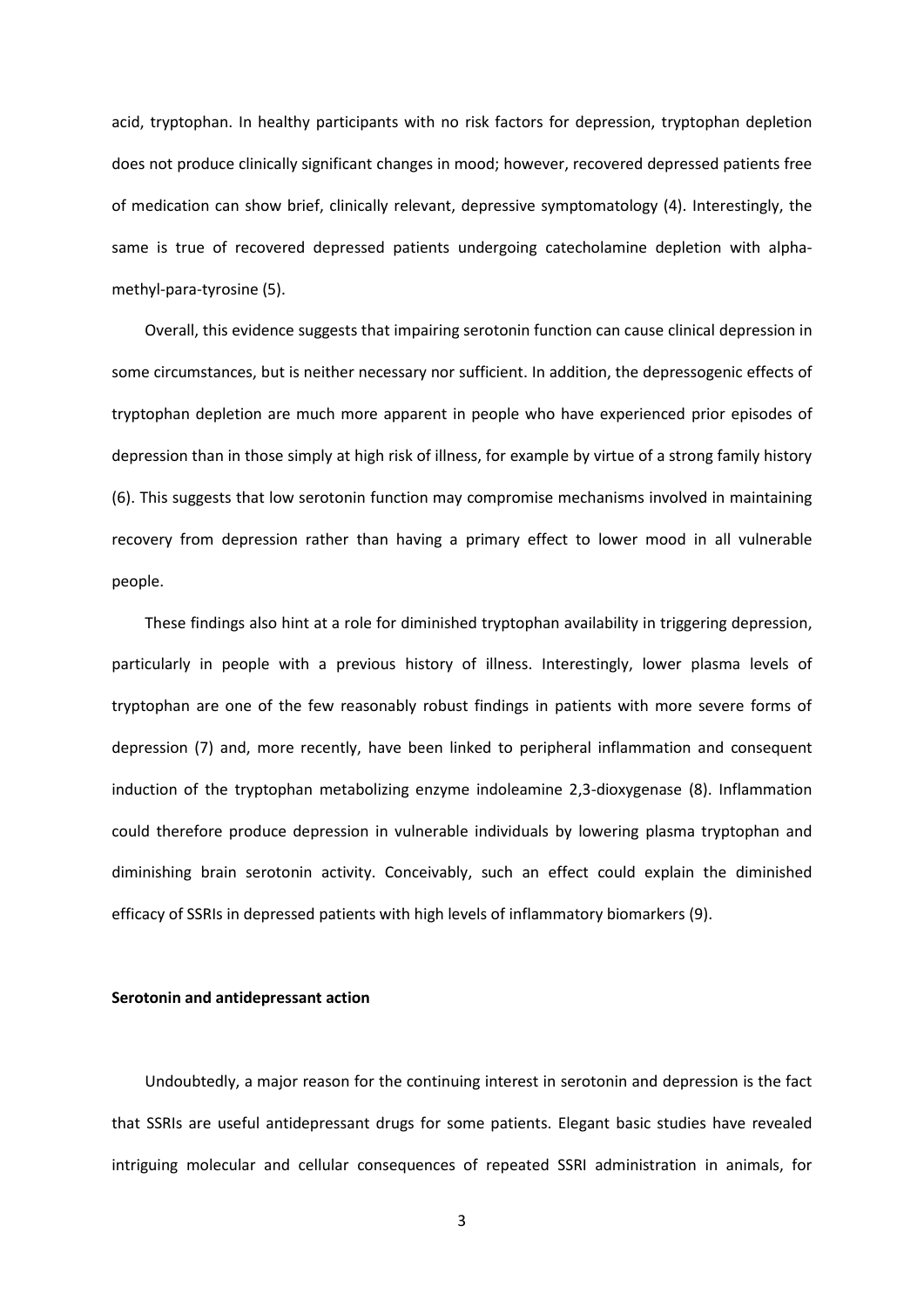acid, tryptophan. In healthy participants with no risk factors for depression, tryptophan depletion does not produce clinically significant changes in mood; however, recovered depressed patients free of medication can show brief, clinically relevant, depressive symptomatology (4). Interestingly, the same is true of recovered depressed patients undergoing catecholamine depletion with alpha-methyl-para-tyrosine (5).

Overall, this evidence suggests that impairing serotonin function can cause clinical depression in some circumstances, but is neither necessary nor sufficient. In addition, the depressogenic effects of tryptophan depletion are much more apparent in people who have experienced prior episodes of depression than in those simply at high risk of illness, for example by virtue of a strong family history (6). This suggests that low serotonin function may compromise mechanisms involved in maintaining recovery from depression rather than having a primary effect to lower mood in all vulnerable people.

These findings also hint at a role for diminished tryptophan availability in triggering depression, particularly in people with a previous history of illness. Interestingly, lower plasma levels of tryptophan are one of the few reasonably robust findings in patients with more severe forms of depression (7) and, more recently, have been linked to peripheral inflammation and consequent induction of the tryptophan metabolizing enzyme indoleamine 2,3-dioxygenase (8). Inflammation could therefore produce depression in vulnerable individuals by lowering plasma tryptophan and diminishing brain serotonin activity. Conceivably, such an effect could explain the diminished efficacy of SSRIs in depressed patients with high levels of inflammatory biomarkers (9).

**Serotonin and antidepressant action**

Undoubtedly, a major reason for the continuing interest in serotonin and depression is the fact that SSRIs are useful antidepressant drugs for some patients. Elegant basic studies have revealed intriguing molecular and cellular consequences of repeated SSRI administration in animals, for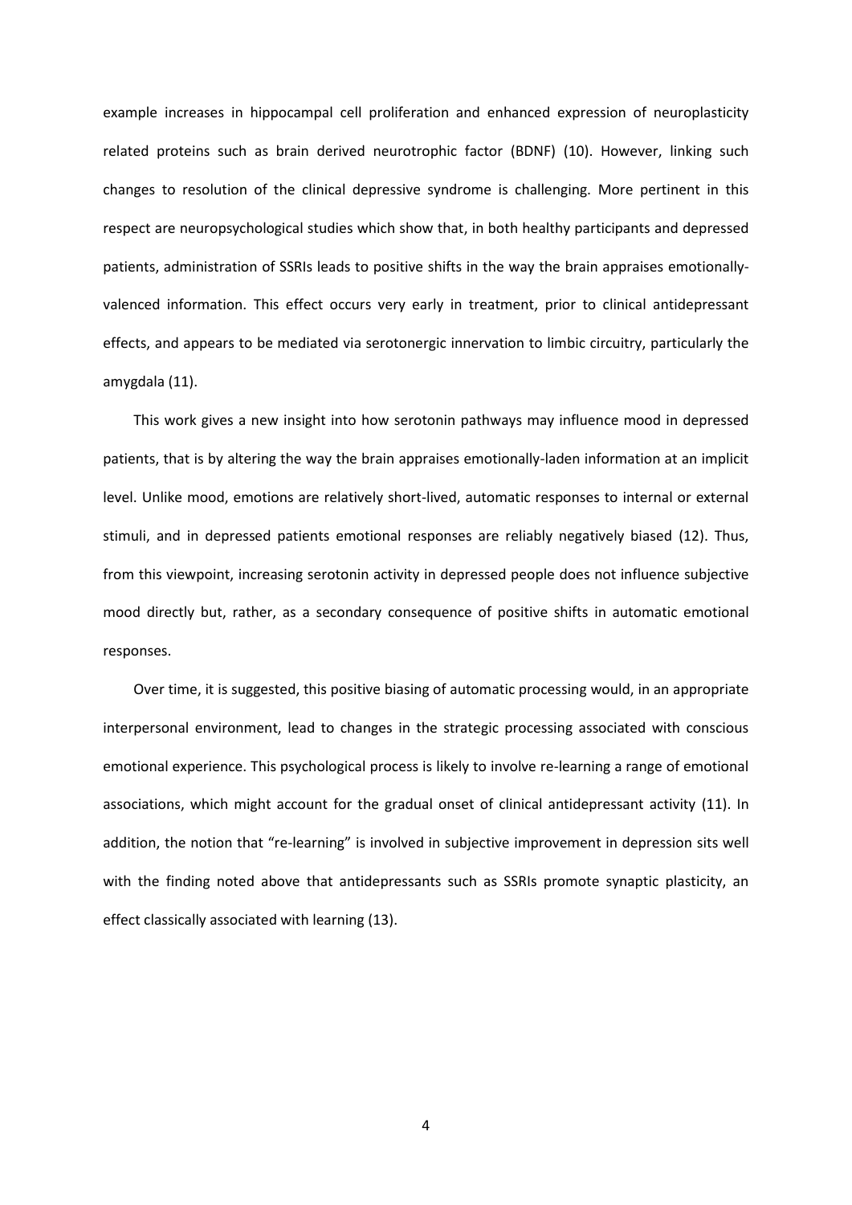example increases in hippocampal cell proliferation and enhanced expression of neuroplasticity related proteins such as brain derived neurotrophic factor (BDNF) (10). However, linking such changes to resolution of the clinical depressive syndrome is challenging. More pertinent in this respect are neuropsychological studies which show that, in both healthy participants and depressed patients, administration of SSRIs leads to positive shifts in the way the brain appraises emotionally-valenced information. This effect occurs very early in treatment, prior to clinical antidepressant effects, and appears to be mediated via serotonergic innervation to limbic circuitry, particularly the amygdala (11).

This work gives a new insight into how serotonin pathways may influence mood in depressed patients, that is by altering the way the brain appraises emotionally-laden information at an implicit level. Unlike mood, emotions are relatively short-lived, automatic responses to internal or external stimuli, and in depressed patients emotional responses are reliably negatively biased (12). Thus, from this viewpoint, increasing serotonin activity in depressed people does not influence subjective mood directly but, rather, as a secondary consequence of positive shifts in automatic emotional responses.

Over time, it is suggested, this positive biasing of automatic processing would, in an appropriate interpersonal environment, lead to changes in the strategic processing associated with conscious emotional experience. This psychological process is likely to involve re-learning a range of emotional associations, which might account for the gradual onset of clinical antidepressant activity (11). In addition, the notion that "re-learning" is involved in subjective improvement in depression sits well with the finding noted above that antidepressants such as SSRIs promote synaptic plasticity, an effect classically associated with learning (13).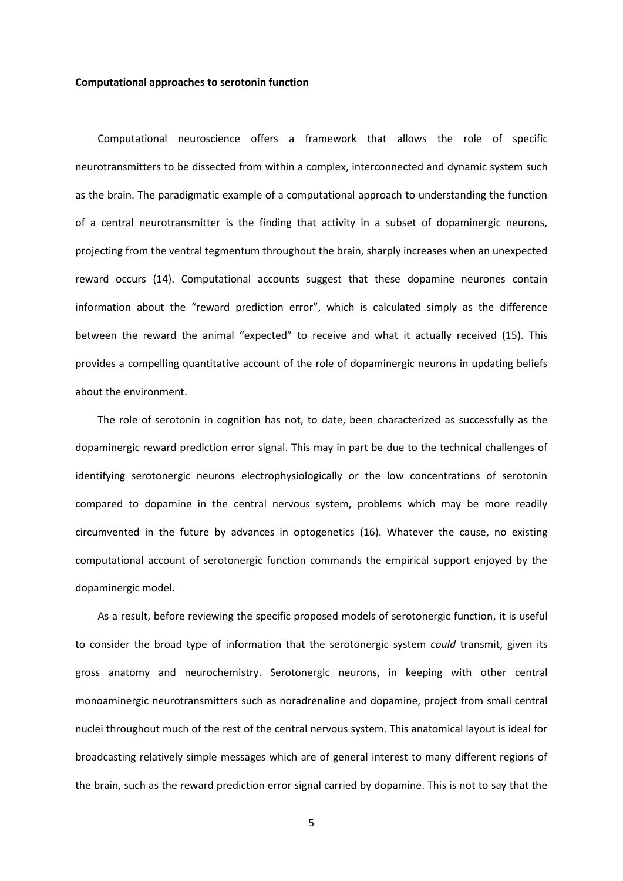**Computational approaches to serotonin function**

Computational neuroscience offers a framework that allows the role of specific neurotransmitters to be dissected from within a complex, interconnected and dynamic system such as the brain. The paradigmatic example of a computational approach to understanding the function of a central neurotransmitter is the finding that activity in a subset of dopaminergic neurons, projecting from the ventral tegmentum throughout the brain, sharply increases when an unexpected reward occurs (14). Computational accounts suggest that these dopamine neurones contain information about the "reward prediction error", which is calculated simply as the difference between the reward the animal "expected" to receive and what it actually received (15). This provides a compelling quantitative account of the role of dopaminergic neurons in updating beliefs about the environment.

The role of serotonin in cognition has not, to date, been characterized as successfully as the dopaminergic reward prediction error signal. This may in part be due to the technical challenges of identifying serotonergic neurons electrophysiologically or the low concentrations of serotonin compared to dopamine in the central nervous system, problems which may be more readily circumvented in the future by advances in optogenetics (16). Whatever the cause, no existing computational account of serotonergic function commands the empirical support enjoyed by the dopaminergic model.

As a result, before reviewing the specific proposed models of serotonergic function, it is useful to consider the broad type of information that the serotonergic system *could* transmit, given its gross anatomy and neurochemistry. Serotonergic neurons, in keeping with other central monoaminergic neurotransmitters such as noradrenaline and dopamine, project from small central nuclei throughout much of the rest of the central nervous system. This anatomical layout is ideal for broadcasting relatively simple messages which are of general interest to many different regions of the brain, such as the reward prediction error signal carried by dopamine. This is not to say that the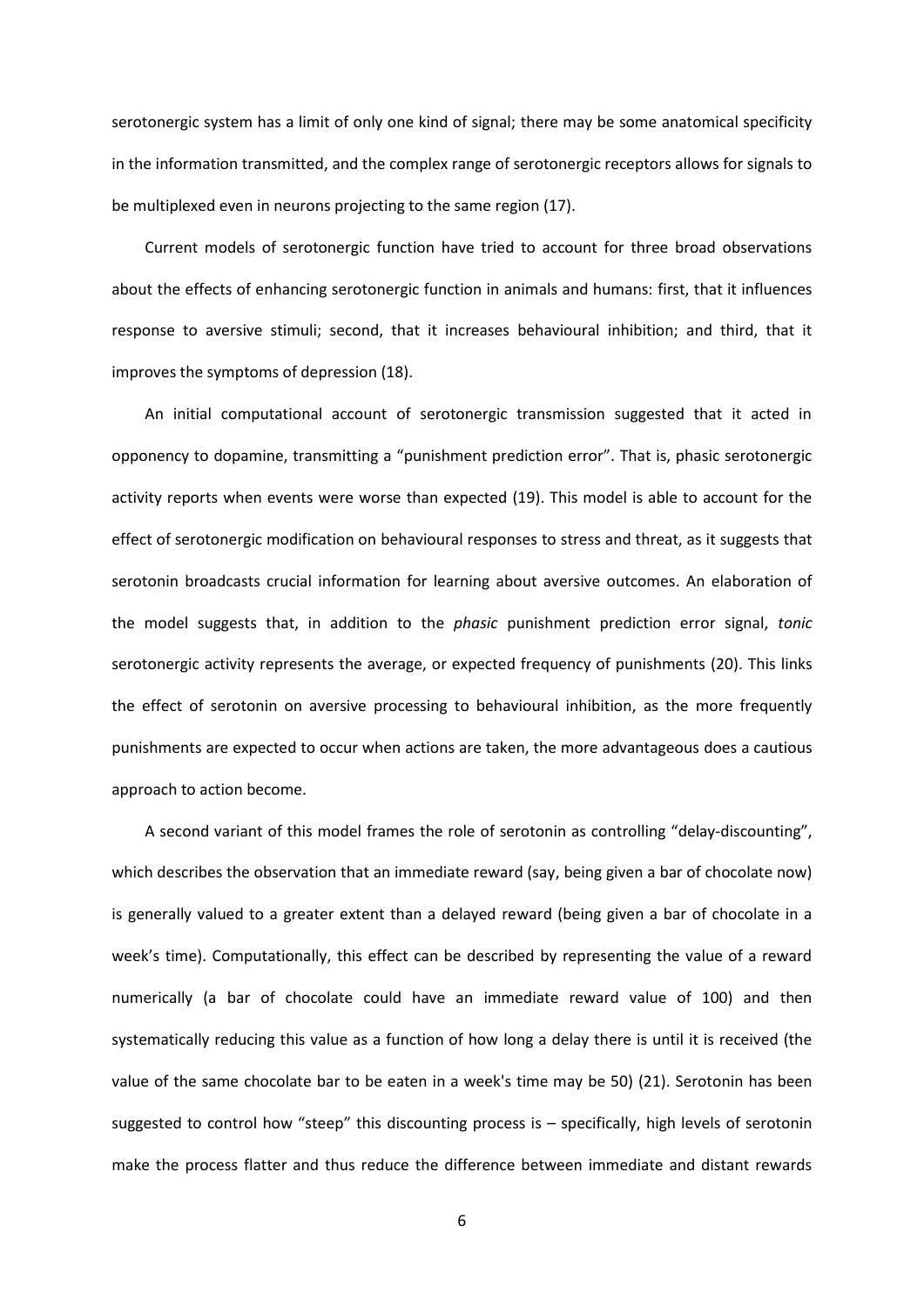serotonergic system has a limit of only one kind of signal; there may be some anatomical specificity in the information transmitted, and the complex range of serotonergic receptors allows for signals to be multiplexed even in neurons projecting to the same region (17).

Current models of serotonergic function have tried to account for three broad observations about the effects of enhancing serotonergic function in animals and humans: first, that it influences response to aversive stimuli; second, that it increases behavioural inhibition; and third, that it improves the symptoms of depression (18).

An initial computational account of serotonergic transmission suggested that it acted in opponency to dopamine, transmitting a "punishment prediction error". That is, phasic serotonergic activity reports when events were worse than expected (19). This model is able to account for the effect of serotonergic modification on behavioural responses to stress and threat, as it suggests that serotonin broadcasts crucial information for learning about aversive outcomes. An elaboration of the model suggests that, in addition to the *phasic* punishment prediction error signal, *tonic* serotonergic activity represents the average, or expected frequency of punishments (20). This links the effect of serotonin on aversive processing to behavioural inhibition, as the more frequently punishments are expected to occur when actions are taken, the more advantageous does a cautious approach to action become.

A second variant of this model frames the role of serotonin as controlling "delay-discounting", which describes the observation that an immediate reward (say, being given a bar of chocolate now) is generally valued to a greater extent than a delayed reward (being given a bar of chocolate in a week's time). Computationally, this effect can be described by representing the value of a reward numerically (a bar of chocolate could have an immediate reward value of 100) and then systematically reducing this value as a function of how long a delay there is until it is received (the value of the same chocolate bar to be eaten in a week's time may be 50) (21). Serotonin has been suggested to control how "steep" this discounting process is – specifically, high levels of serotonin make the process flatter and thus reduce the difference between immediate and distant rewards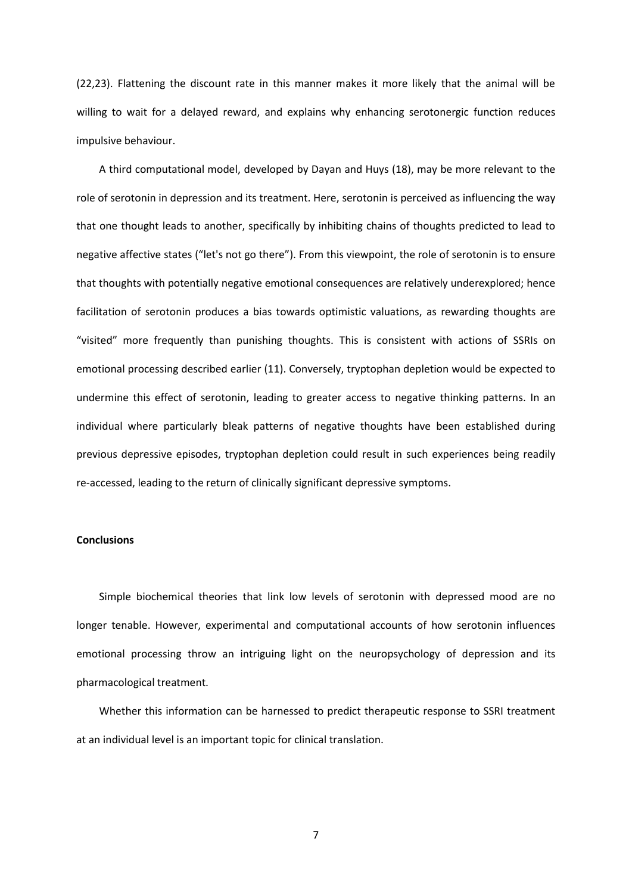(22,23). Flattening the discount rate in this manner makes it more likely that the animal will be willing to wait for a delayed reward, and explains why enhancing serotonergic function reduces impulsive behaviour.

A third computational model, developed by Dayan and Huys (18), may be more relevant to the role of serotonin in depression and its treatment. Here, serotonin is perceived as influencing the way that one thought leads to another, specifically by inhibiting chains of thoughts predicted to lead to negative affective states ("let's not go there"). From this viewpoint, the role of serotonin is to ensure that thoughts with potentially negative emotional consequences are relatively underexplored; hence facilitation of serotonin produces a bias towards optimistic valuations, as rewarding thoughts are "visited" more frequently than punishing thoughts. This is consistent with actions of SSRIs on emotional processing described earlier (11). Conversely, tryptophan depletion would be expected to undermine this effect of serotonin, leading to greater access to negative thinking patterns. In an individual where particularly bleak patterns of negative thoughts have been established during previous depressive episodes, tryptophan depletion could result in such experiences being readily re-accessed, leading to the return of clinically significant depressive symptoms.

## Conclusions

Simple biochemical theories that link low levels of serotonin with depressed mood are no longer tenable. However, experimental and computational accounts of how serotonin influences emotional processing throw an intriguing light on the neuropsychology of depression and its pharmacological treatment.

Whether this information can be harnessed to predict therapeutic response to SSRI treatment at an individual level is an important topic for clinical translation.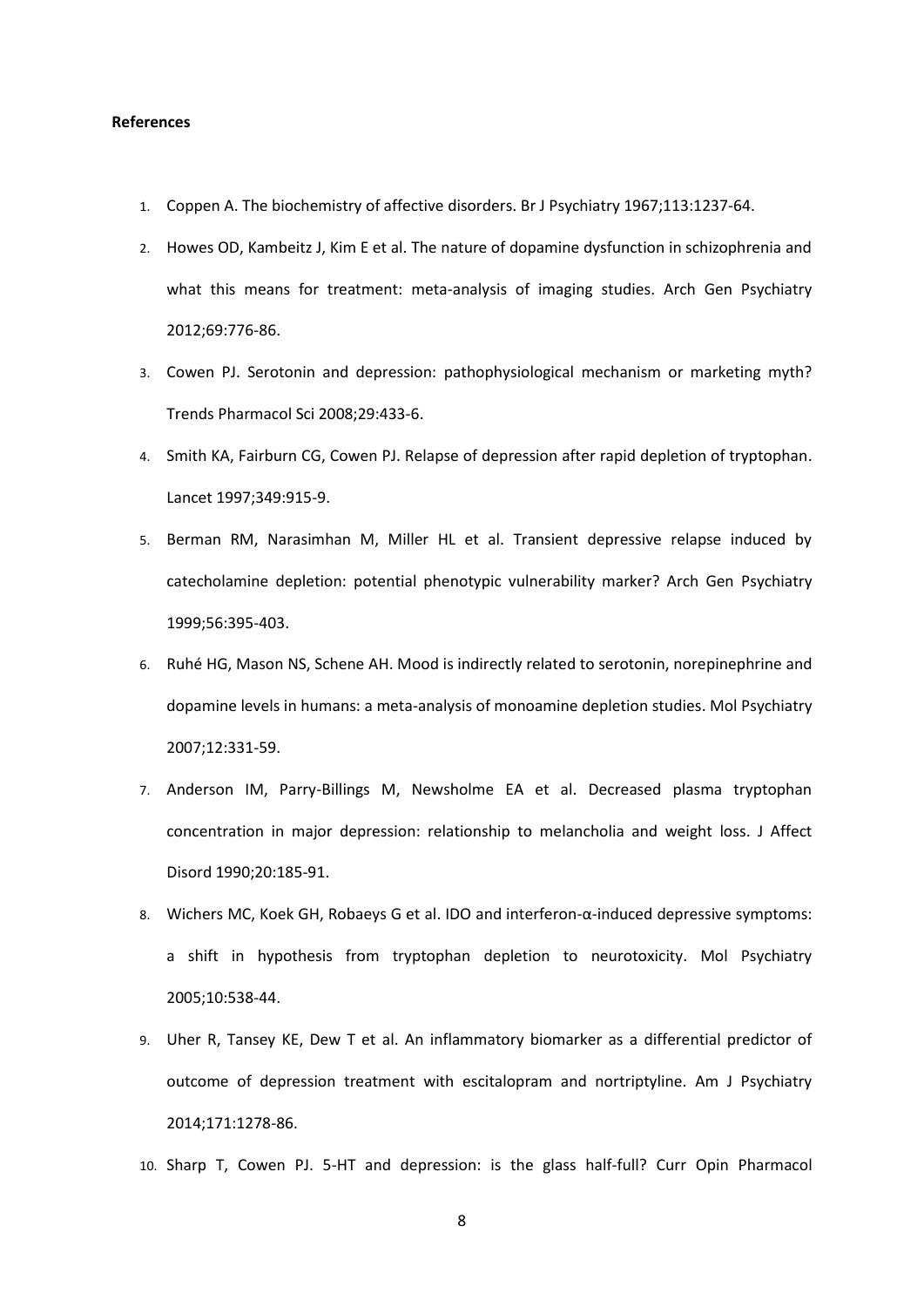**References**

1. Coppen A. The biochemistry of affective disorders. Br J Psychiatry 1967;113:1237-64.
2. Howes OD, Kambeitz J, Kim E et al. The nature of dopamine dysfunction in schizophrenia and what this means for treatment: meta-analysis of imaging studies. Arch Gen Psychiatry 2012;69:776-86.
3. Cowen PJ. Serotonin and depression: pathophysiological mechanism or marketing myth? Trends Pharmacol Sci 2008;29:433-6.
4. Smith KA, Fairburn CG, Cowen PJ. Relapse of depression after rapid depletion of tryptophan. Lancet 1997;349:915-9.
5. Berman RM, Narasimhan M, Miller HL et al. Transient depressive relapse induced by catecholamine depletion: potential phenotypic vulnerability marker? Arch Gen Psychiatry 1999;56:395-403.
6. Ruhé HG, Mason NS, Schene AH. Mood is indirectly related to serotonin, norepinephrine and dopamine levels in humans: a meta-analysis of monoamine depletion studies. Mol Psychiatry 2007;12:331-59.
7. Anderson IM, Parry-Billings M, Newsholme EA et al. Decreased plasma tryptophan concentration in major depression: relationship to melancholia and weight loss. J Affect Disord 1990;20:185-91.
8. Wichers MC, Koek GH, Robaeys G et al. IDO and interferon-α-induced depressive symptoms: a shift in hypothesis from tryptophan depletion to neurotoxicity. Mol Psychiatry 2005;10:538-44.
9. Uher R, Tansey KE, Dew T et al. An inflammatory biomarker as a differential predictor of outcome of depression treatment with escitalopram and nortriptyline. Am J Psychiatry 2014;171:1278-86.
10. Sharp T, Cowen PJ. 5-HT and depression: is the glass half-full? Curr Opin Pharmacol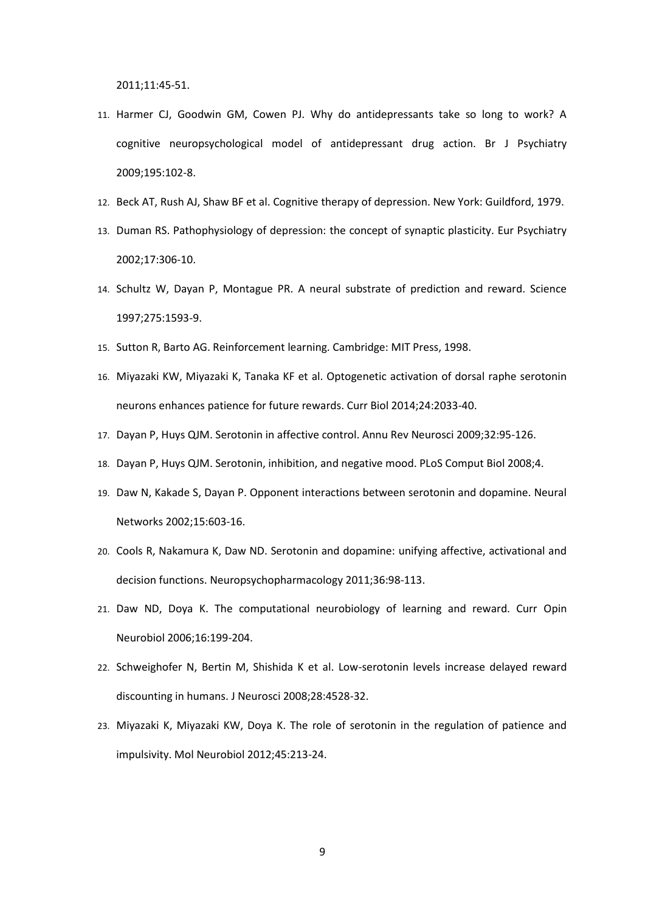2011;11:45-51.

11. Harmer CJ, Goodwin GM, Cowen PJ. Why do antidepressants take so long to work? A cognitive neuropsychological model of antidepressant drug action. Br J Psychiatry 2009;195:102-8.
12. Beck AT, Rush AJ, Shaw BF et al. Cognitive therapy of depression. New York: Guildford, 1979.
13. Duman RS. Pathophysiology of depression: the concept of synaptic plasticity. Eur Psychiatry 2002;17:306-10.
14. Schultz W, Dayan P, Montague PR. A neural substrate of prediction and reward. Science 1997;275:1593-9.
15. Sutton R, Barto AG. Reinforcement learning. Cambridge: MIT Press, 1998.
16. Miyazaki KW, Miyazaki K, Tanaka KF et al. Optogenetic activation of dorsal raphe serotonin neurons enhances patience for future rewards. Curr Biol 2014;24:2033-40.
17. Dayan P, Huys QJM. Serotonin in affective control. Annu Rev Neurosci 2009;32:95-126.
18. Dayan P, Huys QJM. Serotonin, inhibition, and negative mood. PLoS Comput Biol 2008;4.
19. Daw N, Kakade S, Dayan P. Opponent interactions between serotonin and dopamine. Neural Networks 2002;15:603-16.
20. Cools R, Nakamura K, Daw ND. Serotonin and dopamine: unifying affective, activational and decision functions. Neuropsychopharmacology 2011;36:98-113.
21. Daw ND, Doya K. The computational neurobiology of learning and reward. Curr Opin Neurobiol 2006;16:199-204.
22. Schweighofer N, Bertin M, Shishida K et al. Low-serotonin levels increase delayed reward discounting in humans. J Neurosci 2008;28:4528-32.
23. Miyazaki K, Miyazaki KW, Doya K. The role of serotonin in the regulation of patience and impulsivity. Mol Neurobiol 2012;45:213-24.